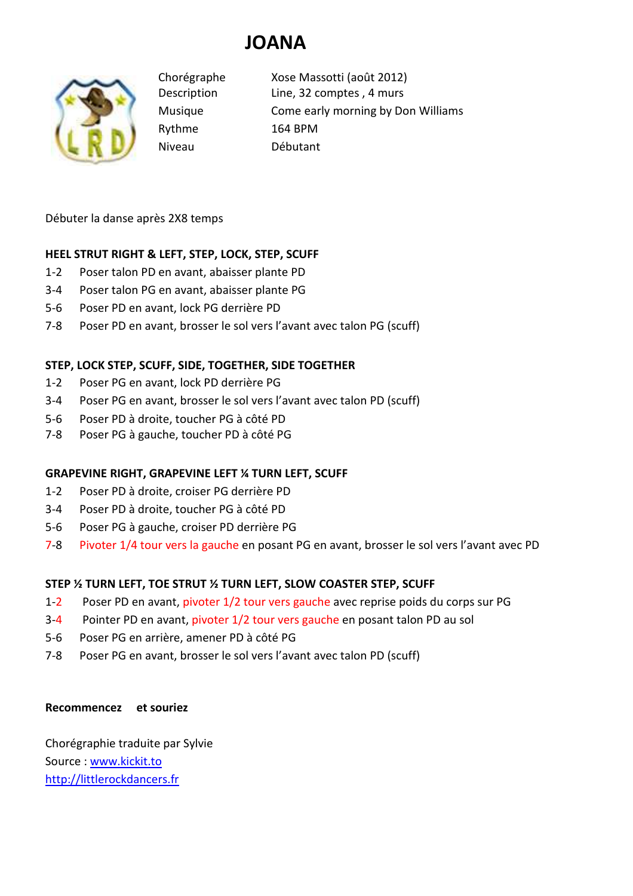# JOANA

| | |
|---|---|
| Chorégraphe | Xose Massotti (août 2012) |
| Description | Line, 32 comptes , 4 murs |
| Musique | Come early morning by Don Williams |
| Rythme | 164 BPM |
| Niveau | Débutant |

Débuter la danse après 2X8 temps

**HEEL STRUT RIGHT & LEFT, STEP, LOCK, STEP, SCUFF**

1-2 Poser talon PD en avant, abaisser plante PD
3-4 Poser talon PG en avant, abaisser plante PG
5-6 Poser PD en avant, lock PG derrière PD
7-8 Poser PD en avant, brosser le sol vers l'avant avec talon PG (scuff)

**STEP, LOCK STEP, SCUFF, SIDE, TOGETHER, SIDE TOGETHER**

1-2 Poser PG en avant, lock PD derrière PG
3-4 Poser PG en avant, brosser le sol vers l'avant avec talon PD (scuff)
5-6 Poser PD à droite, toucher PG à côté PD
7-8 Poser PG à gauche, toucher PD à côté PG

**GRAPEVINE RIGHT, GRAPEVINE LEFT ¼ TURN LEFT, SCUFF**

1-2 Poser PD à droite, croiser PG derrière PD
3-4 Poser PD à droite, toucher PG à côté PD
5-6 Poser PG à gauche, croiser PD derrière PG
7-8 Pivoter 1/4 tour vers la gauche en posant PG en avant, brosser le sol vers l'avant avec PD

**STEP ½ TURN LEFT, TOE STRUT ½ TURN LEFT, SLOW COASTER STEP, SCUFF**

1-2 Poser PD en avant, pivoter 1/2 tour vers gauche avec reprise poids du corps sur PG
3-4 Pointer PD en avant, pivoter 1/2 tour vers gauche en posant talon PD au sol
5-6 Poser PG en arrière, amener PD à côté PG
7-8 Poser PG en avant, brosser le sol vers l'avant avec talon PD (scuff)

**Recommencez et souriez**

Chorégraphie traduite par Sylvie
Source : www.kickit.to
http://littlerockdancers.fr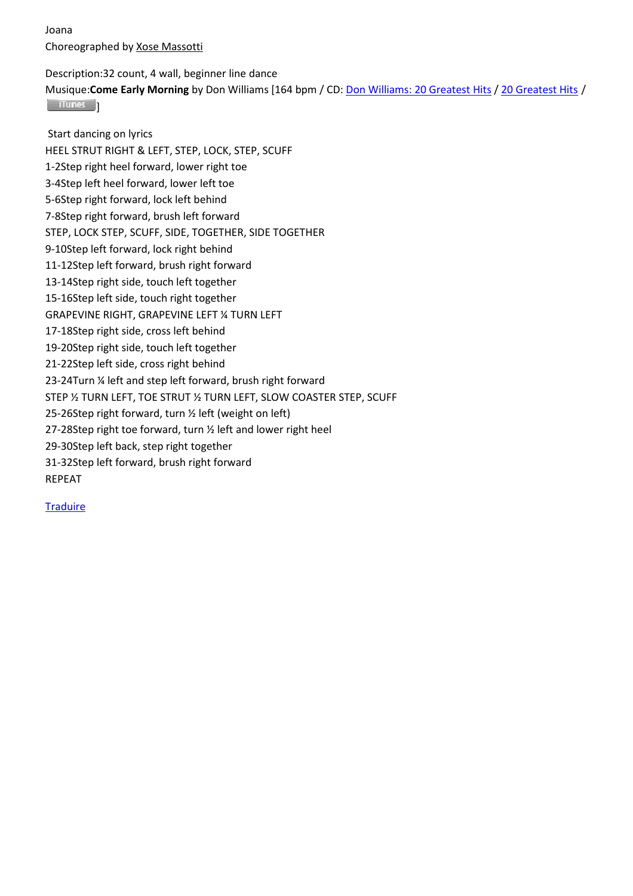Joana

Choreographed by Xose Massotti

Description:32 count, 4 wall, beginner line dance

Musique:**Come Early Morning** by Don Williams [164 bpm / CD: Don Williams: 20 Greatest Hits / 20 Greatest Hits / iTunes ]

Start dancing on lyrics

HEEL STRUT RIGHT & LEFT, STEP, LOCK, STEP, SCUFF

1-2Step right heel forward, lower right toe

3-4Step left heel forward, lower left toe

5-6Step right forward, lock left behind

7-8Step right forward, brush left forward

STEP, LOCK STEP, SCUFF, SIDE, TOGETHER, SIDE TOGETHER

9-10Step left forward, lock right behind

11-12Step left forward, brush right forward

13-14Step right side, touch left together

15-16Step left side, touch right together

GRAPEVINE RIGHT, GRAPEVINE LEFT ¼ TURN LEFT

17-18Step right side, cross left behind

19-20Step right side, touch left together

21-22Step left side, cross right behind

23-24Turn ¼ left and step left forward, brush right forward

STEP ½ TURN LEFT, TOE STRUT ½ TURN LEFT, SLOW COASTER STEP, SCUFF

25-26Step right forward, turn ½ left (weight on left)

27-28Step right toe forward, turn ½ left and lower right heel

29-30Step left back, step right together

31-32Step left forward, brush right forward

REPEAT

Traduire